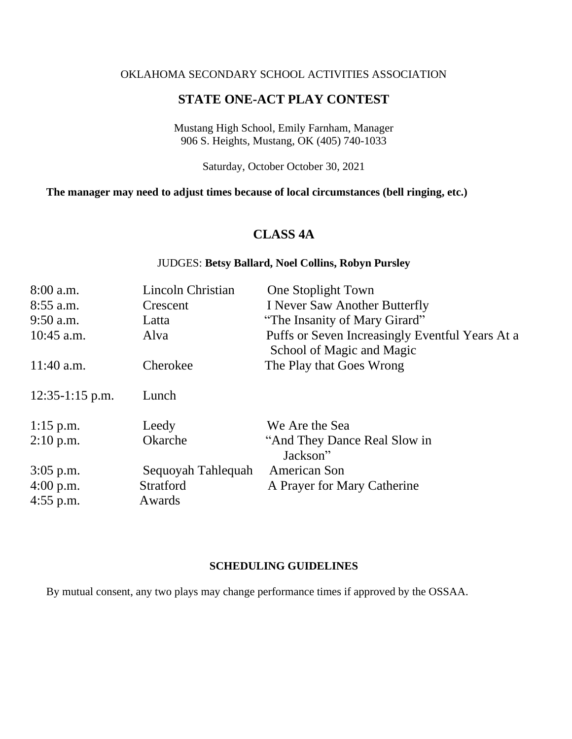OKLAHOMA SECONDARY SCHOOL ACTIVITIES ASSOCIATION

# STATE ONE-ACT PLAY CONTEST

Mustang High School, Emily Farnham, Manager
906 S. Heights, Mustang, OK (405) 740-1033

Saturday, October October 30, 2021

**The manager may need to adjust times because of local circumstances (bell ringing, etc.)**

## CLASS 4A

JUDGES: **Betsy Ballard, Noel Collins, Robyn Pursley**

| | | |
|---|---|---|
| 8:00 a.m. | Lincoln Christian | One Stoplight Town |
| 8:55 a.m. | Crescent | I Never Saw Another Butterfly |
| 9:50 a.m. | Latta | "The Insanity of Mary Girard" |
| 10:45 a.m. | Alva | Puffs or Seven Increasingly Eventful Years At a School of Magic and Magic |
| 11:40 a.m. | Cherokee | The Play that Goes Wrong |
| 12:35-1:15 p.m. | Lunch | |
| 1:15 p.m. | Leedy | We Are the Sea |
| 2:10 p.m. | Okarche | "And They Dance Real Slow in Jackson" |
| 3:05 p.m. | Sequoyah Tahlequah | American Son |
| 4:00 p.m. | Stratford | A Prayer for Mary Catherine |
| 4:55 p.m. | Awards | |

### SCHEDULING GUIDELINES

By mutual consent, any two plays may change performance times if approved by the OSSAA.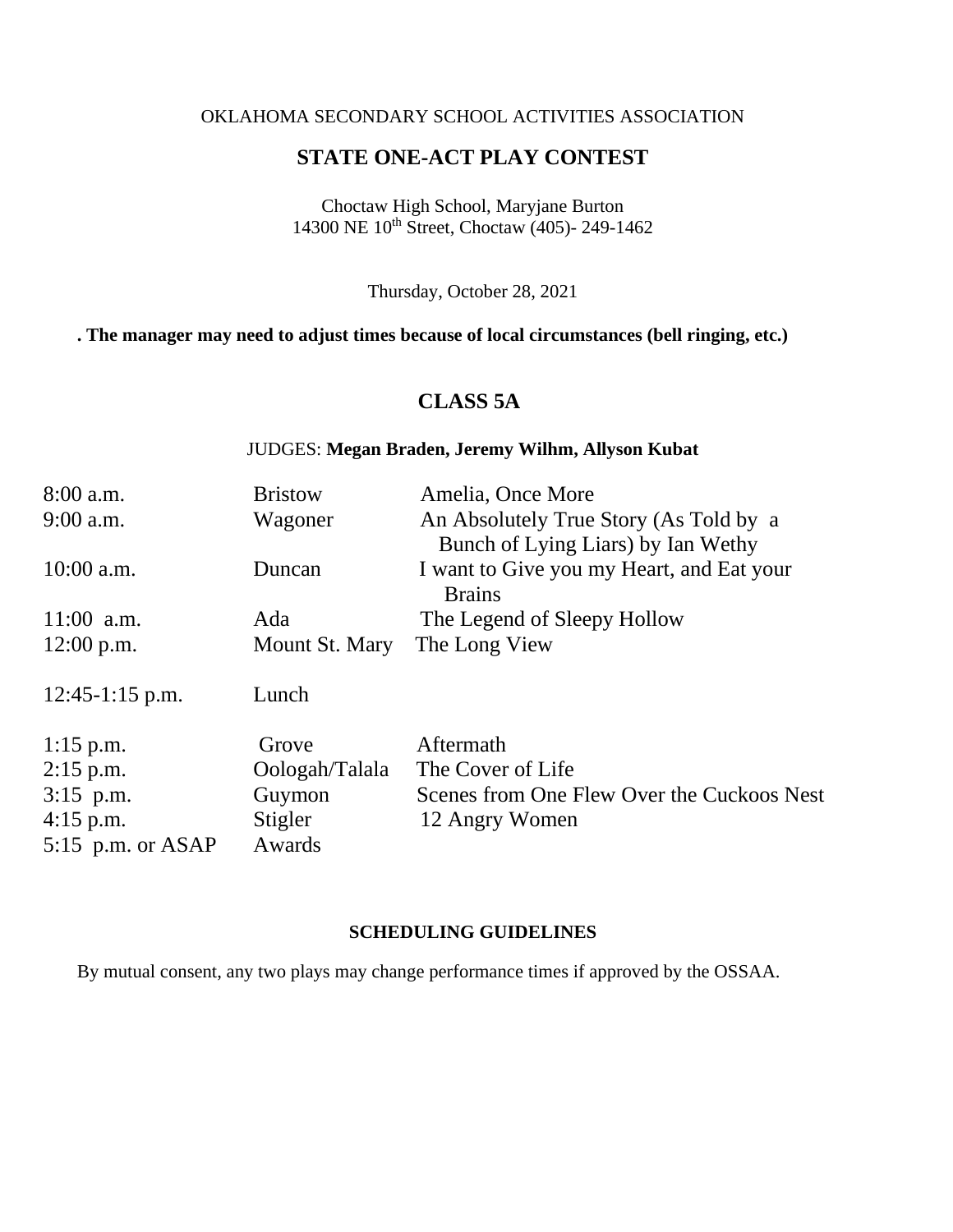OKLAHOMA SECONDARY SCHOOL ACTIVITIES ASSOCIATION

## STATE ONE-ACT PLAY CONTEST

Choctaw High School, Maryjane Burton
14300 NE 10th Street, Choctaw (405)- 249-1462

Thursday, October 28, 2021

**. The manager may need to adjust times because of local circumstances (bell ringing, etc.)**

## CLASS 5A

JUDGES: **Megan Braden, Jeremy Wilhm, Allyson Kubat**

| | | |
|---|---|---|
| 8:00 a.m. | Bristow | Amelia, Once More |
| 9:00 a.m. | Wagoner | An Absolutely True Story (As Told by a Bunch of Lying Liars) by Ian Wethy |
| 10:00 a.m. | Duncan | I want to Give you my Heart, and Eat your Brains |
| 11:00 a.m. | Ada | The Legend of Sleepy Hollow |
| 12:00 p.m. | Mount St. Mary | The Long View |
| 12:45-1:15 p.m. | Lunch | |
| 1:15 p.m. | Grove | Aftermath |
| 2:15 p.m. | Oologah/Talala | The Cover of Life |
| 3:15 p.m. | Guymon | Scenes from One Flew Over the Cuckoos Nest |
| 4:15 p.m. | Stigler | 12 Angry Women |
| 5:15 p.m. or ASAP | Awards | |

**SCHEDULING GUIDELINES**

By mutual consent, any two plays may change performance times if approved by the OSSAA.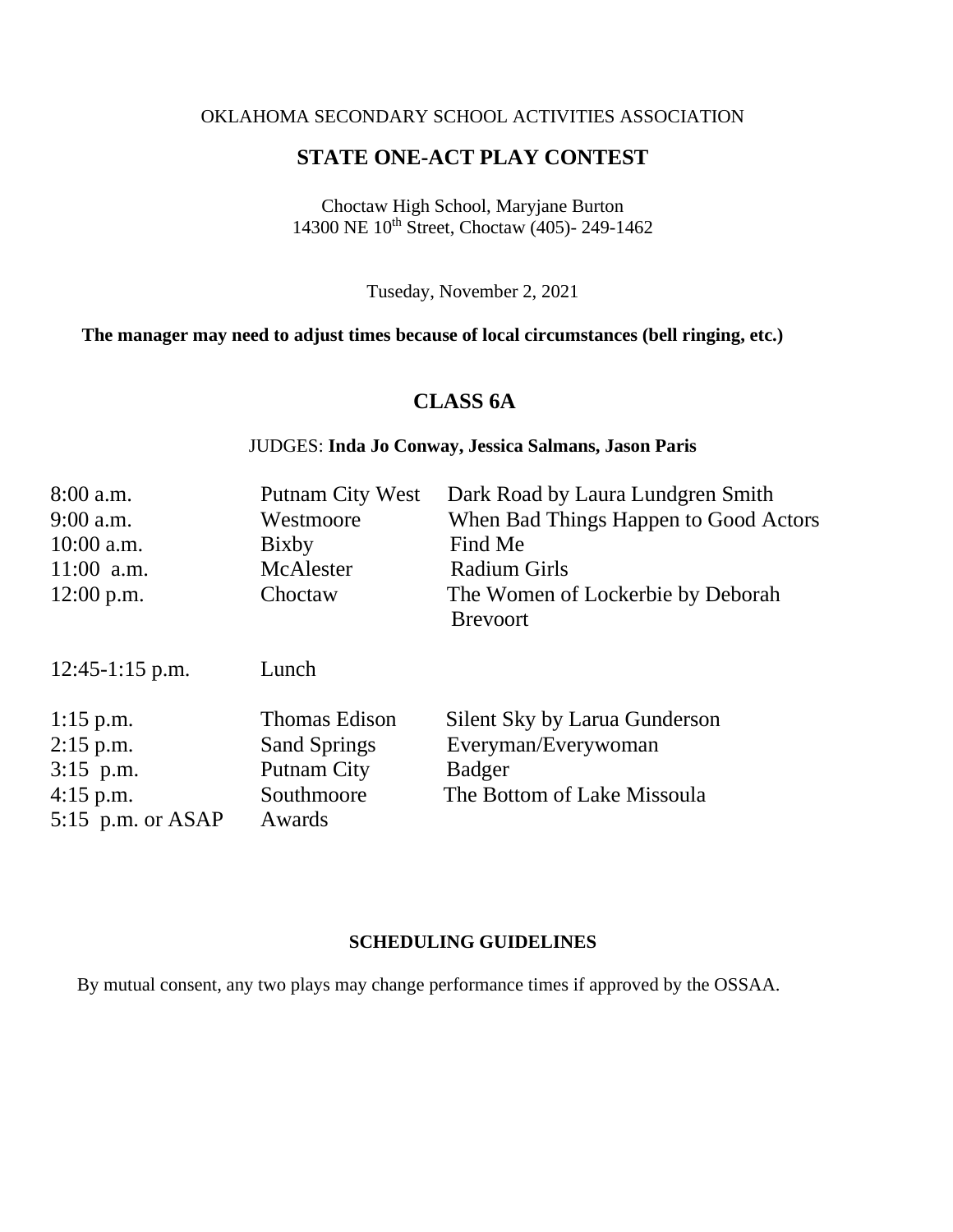OKLAHOMA SECONDARY SCHOOL ACTIVITIES ASSOCIATION

# STATE ONE-ACT PLAY CONTEST

Choctaw High School, Maryjane Burton
14300 NE 10th Street, Choctaw (405)- 249-1462

Tuseday, November 2, 2021

**The manager may need to adjust times because of local circumstances (bell ringing, etc.)**

## CLASS 6A

JUDGES: **Inda Jo Conway, Jessica Salmans, Jason Paris**

| | | |
|---|---|---|
| 8:00 a.m. | Putnam City West | Dark Road by Laura Lundgren Smith |
| 9:00 a.m. | Westmoore | When Bad Things Happen to Good Actors |
| 10:00 a.m. | Bixby | Find Me |
| 11:00 a.m. | McAlester | Radium Girls |
| 12:00 p.m. | Choctaw | The Women of Lockerbie by Deborah Brevoort |
| 12:45-1:15 p.m. | Lunch | |
| 1:15 p.m. | Thomas Edison | Silent Sky by Larua Gunderson |
| 2:15 p.m. | Sand Springs | Everyman/Everywoman |
| 3:15 p.m. | Putnam City | Badger |
| 4:15 p.m. | Southmoore | The Bottom of Lake Missoula |
| 5:15 p.m. or ASAP | Awards | |

### SCHEDULING GUIDELINES

By mutual consent, any two plays may change performance times if approved by the OSSAA.